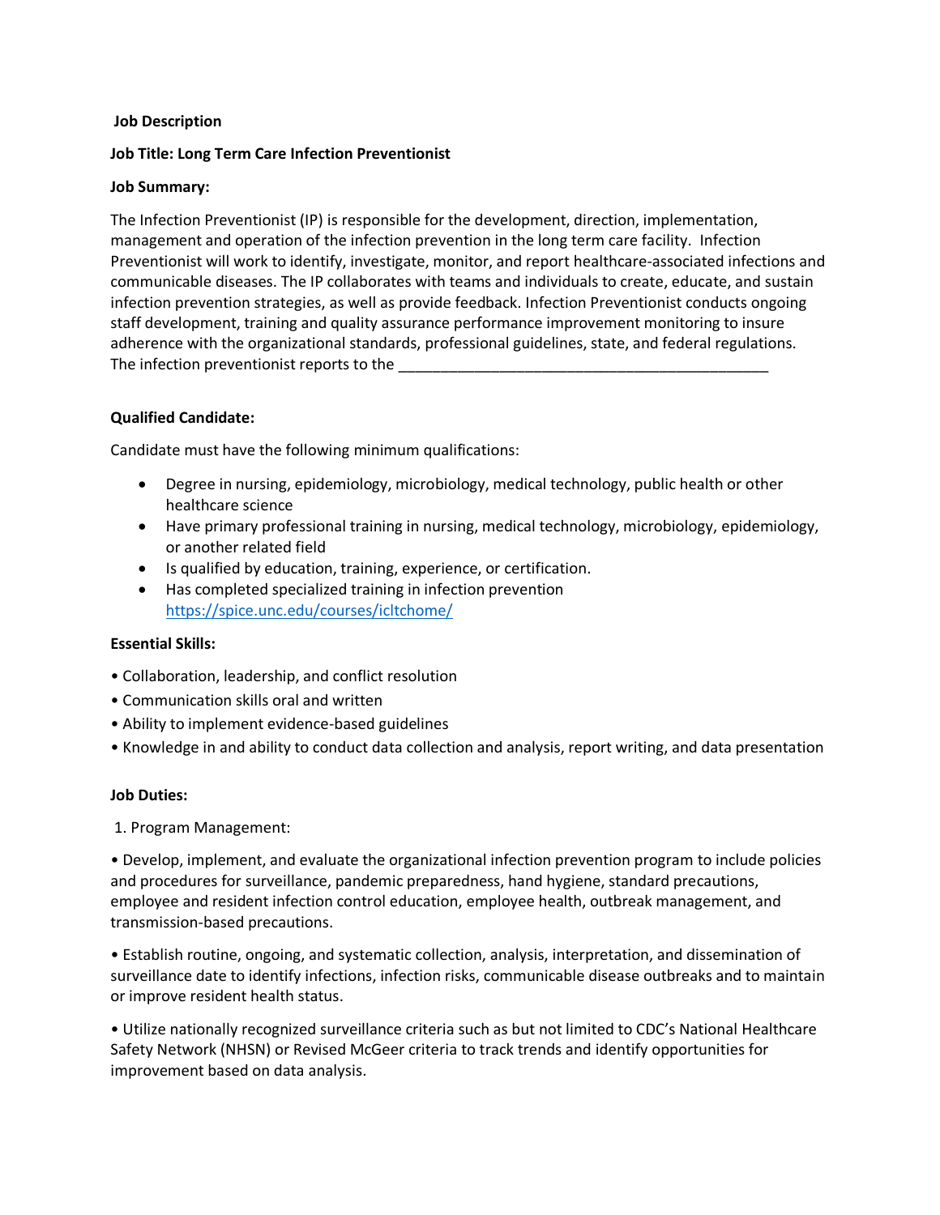**Job Description**

**Job Title: Long Term Care Infection Preventionist**

**Job Summary:**

The Infection Preventionist (IP) is responsible for the development, direction, implementation, management and operation of the infection prevention in the long term care facility. Infection Preventionist will work to identify, investigate, monitor, and report healthcare-associated infections and communicable diseases. The IP collaborates with teams and individuals to create, educate, and sustain infection prevention strategies, as well as provide feedback. Infection Preventionist conducts ongoing staff development, training and quality assurance performance improvement monitoring to insure adherence with the organizational standards, professional guidelines, state, and federal regulations. The infection preventionist reports to the ___________________________________________

**Qualified Candidate:**

Candidate must have the following minimum qualifications:

- Degree in nursing, epidemiology, microbiology, medical technology, public health or other healthcare science
- Have primary professional training in nursing, medical technology, microbiology, epidemiology, or another related field
- Is qualified by education, training, experience, or certification.
- Has completed specialized training in infection prevention https://spice.unc.edu/courses/icltchome/

**Essential Skills:**

- Collaboration, leadership, and conflict resolution
- Communication skills oral and written
- Ability to implement evidence-based guidelines
- Knowledge in and ability to conduct data collection and analysis, report writing, and data presentation

**Job Duties:**

1. Program Management:

- Develop, implement, and evaluate the organizational infection prevention program to include policies and procedures for surveillance, pandemic preparedness, hand hygiene, standard precautions, employee and resident infection control education, employee health, outbreak management, and transmission-based precautions.

- Establish routine, ongoing, and systematic collection, analysis, interpretation, and dissemination of surveillance date to identify infections, infection risks, communicable disease outbreaks and to maintain or improve resident health status.

- Utilize nationally recognized surveillance criteria such as but not limited to CDC's National Healthcare Safety Network (NHSN) or Revised McGeer criteria to track trends and identify opportunities for improvement based on data analysis.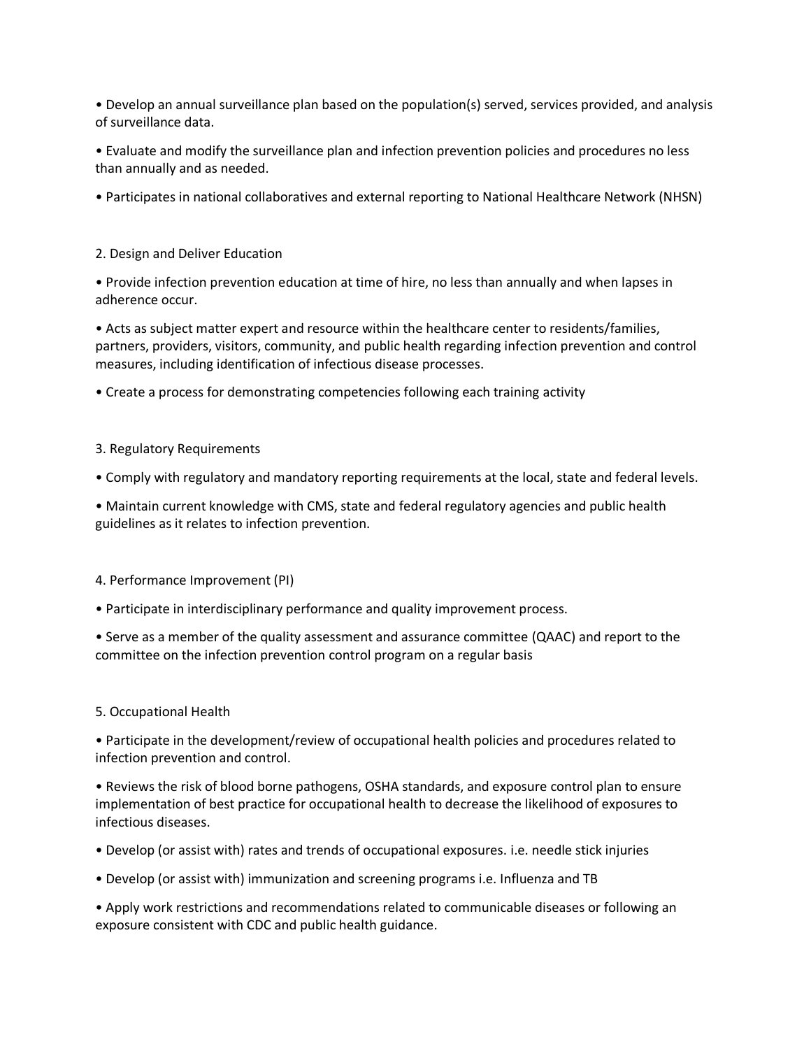- Develop an annual surveillance plan based on the population(s) served, services provided, and analysis of surveillance data.
- Evaluate and modify the surveillance plan and infection prevention policies and procedures no less than annually and as needed.
- Participates in national collaboratives and external reporting to National Healthcare Network (NHSN)

2. Design and Deliver Education

- Provide infection prevention education at time of hire, no less than annually and when lapses in adherence occur.
- Acts as subject matter expert and resource within the healthcare center to residents/families, partners, providers, visitors, community, and public health regarding infection prevention and control measures, including identification of infectious disease processes.
- Create a process for demonstrating competencies following each training activity

3. Regulatory Requirements

- Comply with regulatory and mandatory reporting requirements at the local, state and federal levels.
- Maintain current knowledge with CMS, state and federal regulatory agencies and public health guidelines as it relates to infection prevention.

4. Performance Improvement (PI)

- Participate in interdisciplinary performance and quality improvement process.
- Serve as a member of the quality assessment and assurance committee (QAAC) and report to the committee on the infection prevention control program on a regular basis

5. Occupational Health

- Participate in the development/review of occupational health policies and procedures related to infection prevention and control.
- Reviews the risk of blood borne pathogens, OSHA standards, and exposure control plan to ensure implementation of best practice for occupational health to decrease the likelihood of exposures to infectious diseases.
- Develop (or assist with) rates and trends of occupational exposures. i.e. needle stick injuries
- Develop (or assist with) immunization and screening programs i.e. Influenza and TB
- Apply work restrictions and recommendations related to communicable diseases or following an exposure consistent with CDC and public health guidance.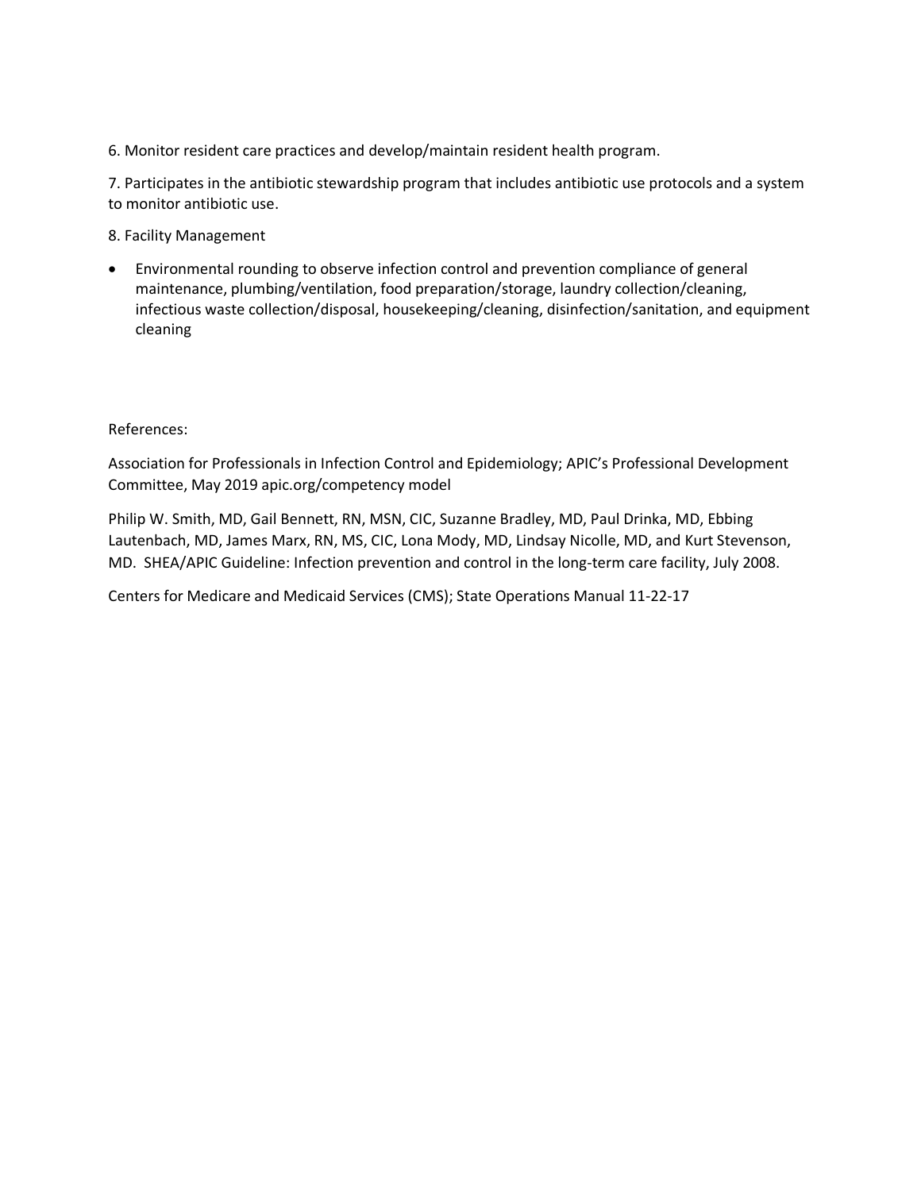6. Monitor resident care practices and develop/maintain resident health program.

7. Participates in the antibiotic stewardship program that includes antibiotic use protocols and a system to monitor antibiotic use.

8. Facility Management

- Environmental rounding to observe infection control and prevention compliance of general maintenance, plumbing/ventilation, food preparation/storage, laundry collection/cleaning, infectious waste collection/disposal, housekeeping/cleaning, disinfection/sanitation, and equipment cleaning

References:

Association for Professionals in Infection Control and Epidemiology; APIC's Professional Development Committee, May 2019 apic.org/competency model

Philip W. Smith, MD, Gail Bennett, RN, MSN, CIC, Suzanne Bradley, MD, Paul Drinka, MD, Ebbing Lautenbach, MD, James Marx, RN, MS, CIC, Lona Mody, MD, Lindsay Nicolle, MD, and Kurt Stevenson, MD. SHEA/APIC Guideline: Infection prevention and control in the long-term care facility, July 2008.

Centers for Medicare and Medicaid Services (CMS); State Operations Manual 11-22-17